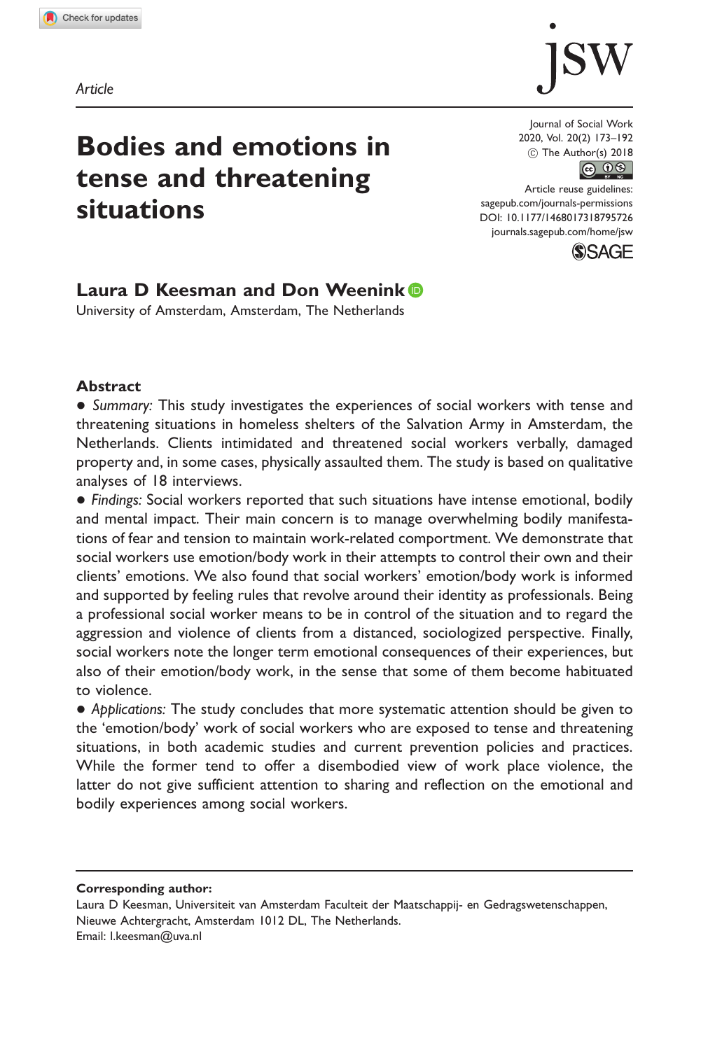Article

# Bodies and emotions in tense and threatening situations

**Laura D Keesman and Don Weenink**
University of Amsterdam, Amsterdam, The Netherlands

## Abstract

- *Summary:* This study investigates the experiences of social workers with tense and threatening situations in homeless shelters of the Salvation Army in Amsterdam, the Netherlands. Clients intimidated and threatened social workers verbally, damaged property and, in some cases, physically assaulted them. The study is based on qualitative analyses of 18 interviews.
- *Findings:* Social workers reported that such situations have intense emotional, bodily and mental impact. Their main concern is to manage overwhelming bodily manifestations of fear and tension to maintain work-related comportment. We demonstrate that social workers use emotion/body work in their attempts to control their own and their clients' emotions. We also found that social workers' emotion/body work is informed and supported by feeling rules that revolve around their identity as professionals. Being a professional social worker means to be in control of the situation and to regard the aggression and violence of clients from a distanced, sociologized perspective. Finally, social workers note the longer term emotional consequences of their experiences, but also of their emotion/body work, in the sense that some of them become habituated to violence.
- *Applications:* The study concludes that more systematic attention should be given to the 'emotion/body' work of social workers who are exposed to tense and threatening situations, in both academic studies and current prevention policies and practices. While the former tend to offer a disembodied view of work place violence, the latter do not give sufficient attention to sharing and reflection on the emotional and bodily experiences among social workers.

**Corresponding author:**
Laura D Keesman, Universiteit van Amsterdam Faculteit der Maatschappij- en Gedragswetenschappen, Nieuwe Achtergracht, Amsterdam 1012 DL, The Netherlands.
Email: l.keesman@uva.nl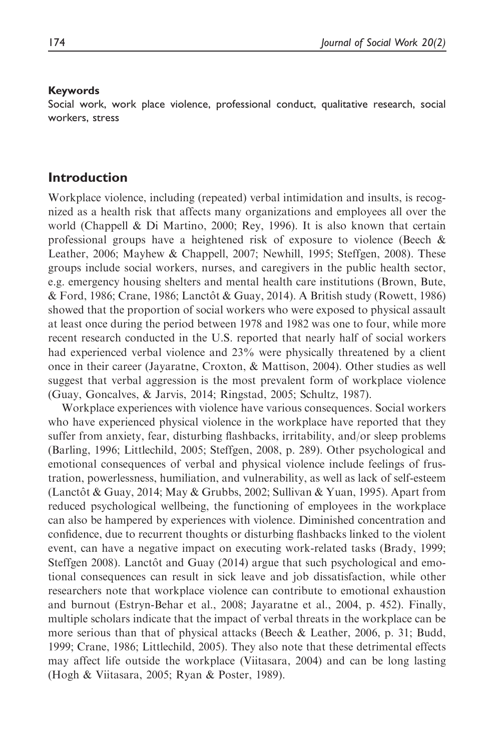#### Keywords

Social work, work place violence, professional conduct, qualitative research, social workers, stress

## Introduction

Workplace violence, including (repeated) verbal intimidation and insults, is recognized as a health risk that affects many organizations and employees all over the world (Chappell & Di Martino, 2000; Rey, 1996). It is also known that certain professional groups have a heightened risk of exposure to violence (Beech & Leather, 2006; Mayhew & Chappell, 2007; Newhill, 1995; Steffgen, 2008). These groups include social workers, nurses, and caregivers in the public health sector, e.g. emergency housing shelters and mental health care institutions (Brown, Bute, & Ford, 1986; Crane, 1986; Lanctôt & Guay, 2014). A British study (Rowett, 1986) showed that the proportion of social workers who were exposed to physical assault at least once during the period between 1978 and 1982 was one to four, while more recent research conducted in the U.S. reported that nearly half of social workers had experienced verbal violence and 23% were physically threatened by a client once in their career (Jayaratne, Croxton, & Mattison, 2004). Other studies as well suggest that verbal aggression is the most prevalent form of workplace violence (Guay, Goncalves, & Jarvis, 2014; Ringstad, 2005; Schultz, 1987).

Workplace experiences with violence have various consequences. Social workers who have experienced physical violence in the workplace have reported that they suffer from anxiety, fear, disturbing flashbacks, irritability, and/or sleep problems (Barling, 1996; Littlechild, 2005; Steffgen, 2008, p. 289). Other psychological and emotional consequences of verbal and physical violence include feelings of frustration, powerlessness, humiliation, and vulnerability, as well as lack of self-esteem (Lanctôt & Guay, 2014; May & Grubbs, 2002; Sullivan & Yuan, 1995). Apart from reduced psychological wellbeing, the functioning of employees in the workplace can also be hampered by experiences with violence. Diminished concentration and confidence, due to recurrent thoughts or disturbing flashbacks linked to the violent event, can have a negative impact on executing work-related tasks (Brady, 1999; Steffgen 2008). Lanctôt and Guay (2014) argue that such psychological and emotional consequences can result in sick leave and job dissatisfaction, while other researchers note that workplace violence can contribute to emotional exhaustion and burnout (Estryn-Behar et al., 2008; Jayaratne et al., 2004, p. 452). Finally, multiple scholars indicate that the impact of verbal threats in the workplace can be more serious than that of physical attacks (Beech & Leather, 2006, p. 31; Budd, 1999; Crane, 1986; Littlechild, 2005). They also note that these detrimental effects may affect life outside the workplace (Viitasara, 2004) and can be long lasting (Hogh & Viitasara, 2005; Ryan & Poster, 1989).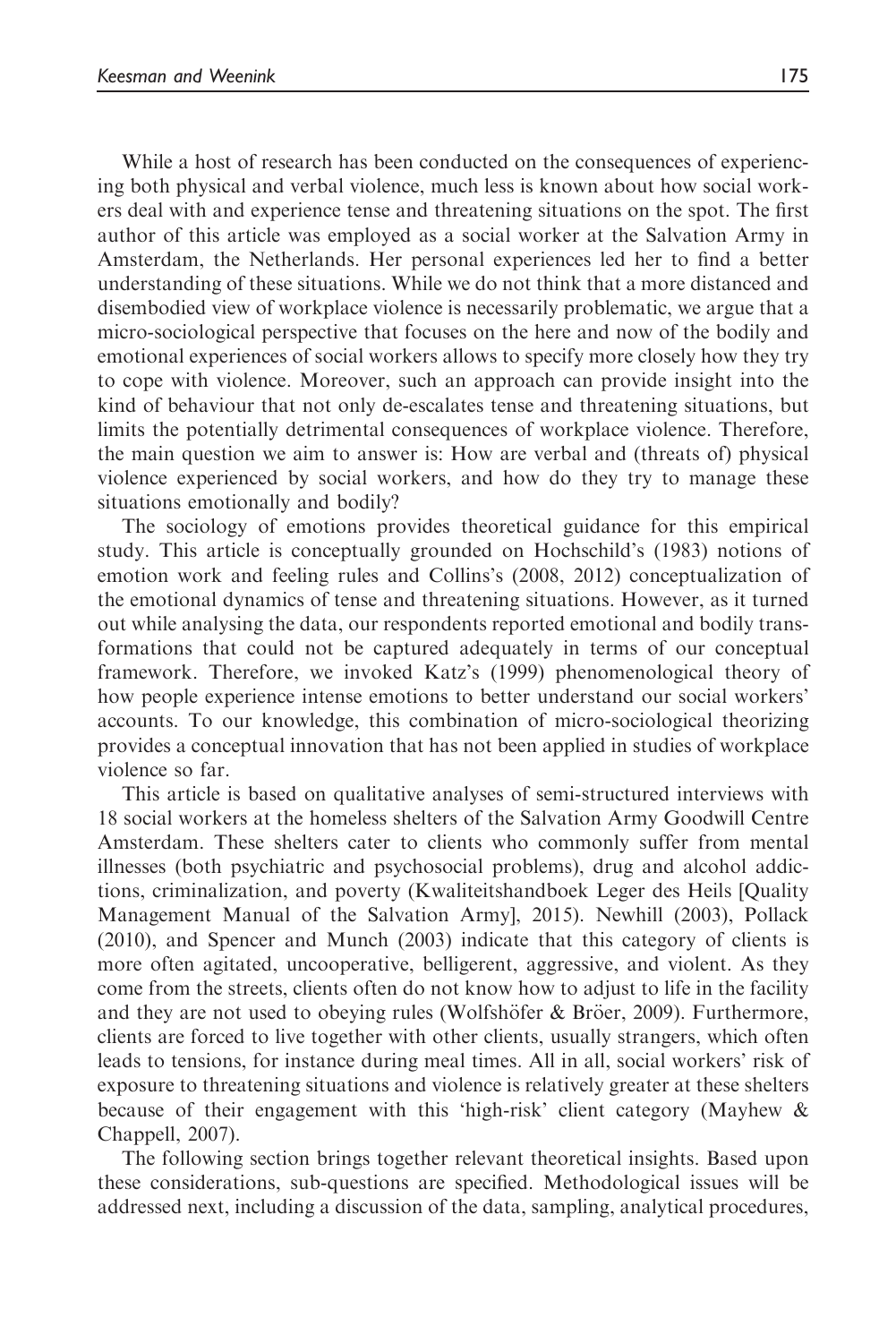While a host of research has been conducted on the consequences of experiencing both physical and verbal violence, much less is known about how social workers deal with and experience tense and threatening situations on the spot. The first author of this article was employed as a social worker at the Salvation Army in Amsterdam, the Netherlands. Her personal experiences led her to find a better understanding of these situations. While we do not think that a more distanced and disembodied view of workplace violence is necessarily problematic, we argue that a micro-sociological perspective that focuses on the here and now of the bodily and emotional experiences of social workers allows to specify more closely how they try to cope with violence. Moreover, such an approach can provide insight into the kind of behaviour that not only de-escalates tense and threatening situations, but limits the potentially detrimental consequences of workplace violence. Therefore, the main question we aim to answer is: How are verbal and (threats of) physical violence experienced by social workers, and how do they try to manage these situations emotionally and bodily?

The sociology of emotions provides theoretical guidance for this empirical study. This article is conceptually grounded on Hochschild's (1983) notions of emotion work and feeling rules and Collins's (2008, 2012) conceptualization of the emotional dynamics of tense and threatening situations. However, as it turned out while analysing the data, our respondents reported emotional and bodily transformations that could not be captured adequately in terms of our conceptual framework. Therefore, we invoked Katz's (1999) phenomenological theory of how people experience intense emotions to better understand our social workers' accounts. To our knowledge, this combination of micro-sociological theorizing provides a conceptual innovation that has not been applied in studies of workplace violence so far.

This article is based on qualitative analyses of semi-structured interviews with 18 social workers at the homeless shelters of the Salvation Army Goodwill Centre Amsterdam. These shelters cater to clients who commonly suffer from mental illnesses (both psychiatric and psychosocial problems), drug and alcohol addictions, criminalization, and poverty (Kwaliteitshandboek Leger des Heils [Quality Management Manual of the Salvation Army], 2015). Newhill (2003), Pollack (2010), and Spencer and Munch (2003) indicate that this category of clients is more often agitated, uncooperative, belligerent, aggressive, and violent. As they come from the streets, clients often do not know how to adjust to life in the facility and they are not used to obeying rules (Wolfshöfer & Bröer, 2009). Furthermore, clients are forced to live together with other clients, usually strangers, which often leads to tensions, for instance during meal times. All in all, social workers' risk of exposure to threatening situations and violence is relatively greater at these shelters because of their engagement with this 'high-risk' client category (Mayhew & Chappell, 2007).

The following section brings together relevant theoretical insights. Based upon these considerations, sub-questions are specified. Methodological issues will be addressed next, including a discussion of the data, sampling, analytical procedures,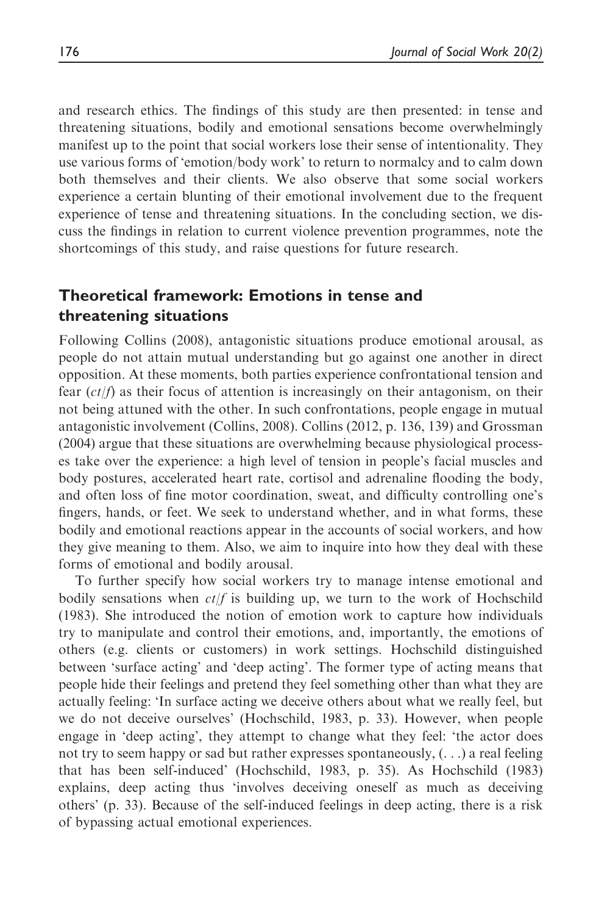and research ethics. The findings of this study are then presented: in tense and threatening situations, bodily and emotional sensations become overwhelmingly manifest up to the point that social workers lose their sense of intentionality. They use various forms of 'emotion/body work' to return to normalcy and to calm down both themselves and their clients. We also observe that some social workers experience a certain blunting of their emotional involvement due to the frequent experience of tense and threatening situations. In the concluding section, we discuss the findings in relation to current violence prevention programmes, note the shortcomings of this study, and raise questions for future research.

## Theoretical framework: Emotions in tense and threatening situations

Following Collins (2008), antagonistic situations produce emotional arousal, as people do not attain mutual understanding but go against one another in direct opposition. At these moments, both parties experience confrontational tension and fear (*ct/f*) as their focus of attention is increasingly on their antagonism, on their not being attuned with the other. In such confrontations, people engage in mutual antagonistic involvement (Collins, 2008). Collins (2012, p. 136, 139) and Grossman (2004) argue that these situations are overwhelming because physiological processes take over the experience: a high level of tension in people's facial muscles and body postures, accelerated heart rate, cortisol and adrenaline flooding the body, and often loss of fine motor coordination, sweat, and difficulty controlling one's fingers, hands, or feet. We seek to understand whether, and in what forms, these bodily and emotional reactions appear in the accounts of social workers, and how they give meaning to them. Also, we aim to inquire into how they deal with these forms of emotional and bodily arousal.

To further specify how social workers try to manage intense emotional and bodily sensations when *ct/f* is building up, we turn to the work of Hochschild (1983). She introduced the notion of emotion work to capture how individuals try to manipulate and control their emotions, and, importantly, the emotions of others (e.g. clients or customers) in work settings. Hochschild distinguished between 'surface acting' and 'deep acting'. The former type of acting means that people hide their feelings and pretend they feel something other than what they are actually feeling: 'In surface acting we deceive others about what we really feel, but we do not deceive ourselves' (Hochschild, 1983, p. 33). However, when people engage in 'deep acting', they attempt to change what they feel: 'the actor does not try to seem happy or sad but rather expresses spontaneously, (. . .) a real feeling that has been self-induced' (Hochschild, 1983, p. 35). As Hochschild (1983) explains, deep acting thus 'involves deceiving oneself as much as deceiving others' (p. 33). Because of the self-induced feelings in deep acting, there is a risk of bypassing actual emotional experiences.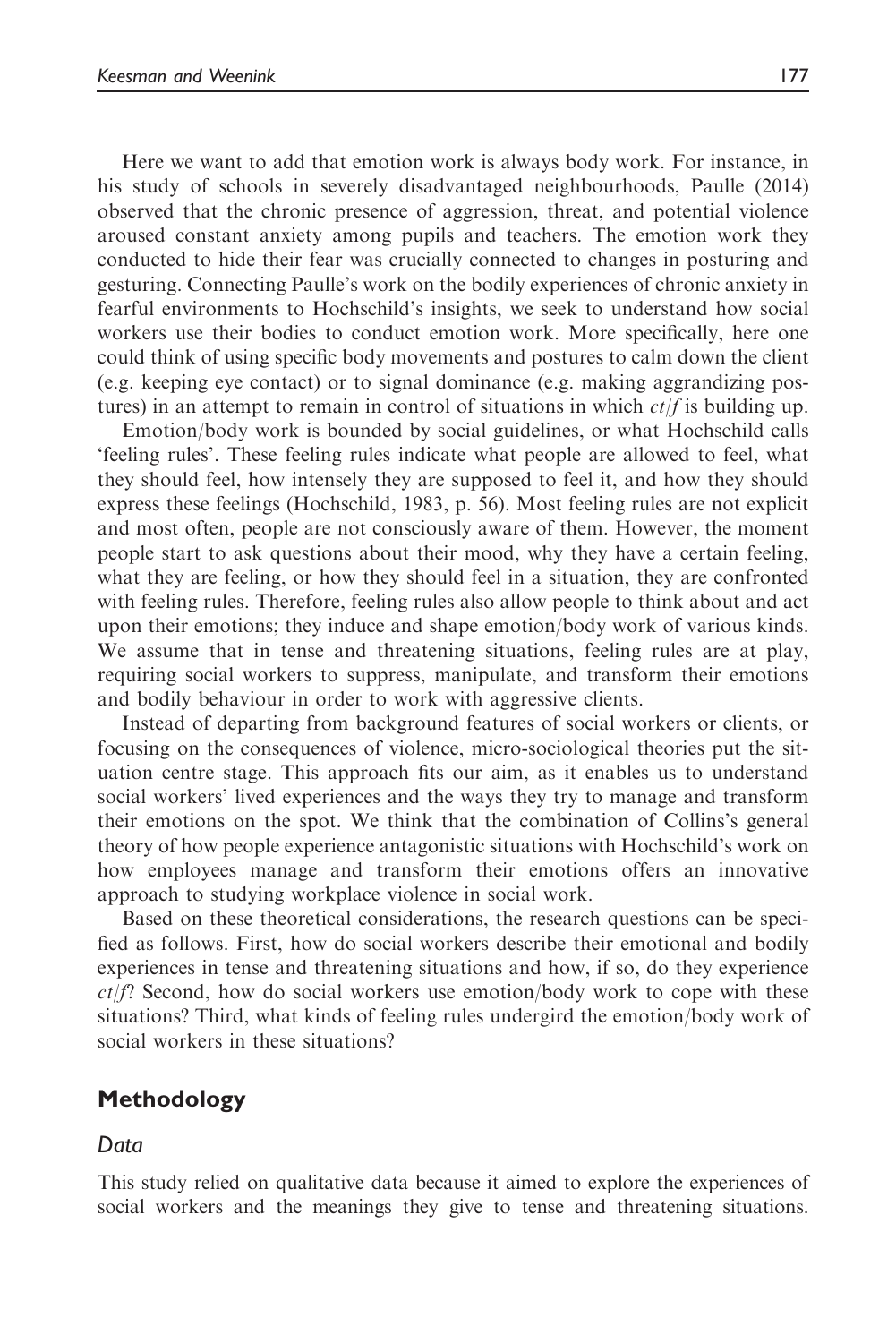Here we want to add that emotion work is always body work. For instance, in his study of schools in severely disadvantaged neighbourhoods, Paulle (2014) observed that the chronic presence of aggression, threat, and potential violence aroused constant anxiety among pupils and teachers. The emotion work they conducted to hide their fear was crucially connected to changes in posturing and gesturing. Connecting Paulle's work on the bodily experiences of chronic anxiety in fearful environments to Hochschild's insights, we seek to understand how social workers use their bodies to conduct emotion work. More specifically, here one could think of using specific body movements and postures to calm down the client (e.g. keeping eye contact) or to signal dominance (e.g. making aggrandizing postures) in an attempt to remain in control of situations in which *ct/f* is building up.

Emotion/body work is bounded by social guidelines, or what Hochschild calls 'feeling rules'. These feeling rules indicate what people are allowed to feel, what they should feel, how intensely they are supposed to feel it, and how they should express these feelings (Hochschild, 1983, p. 56). Most feeling rules are not explicit and most often, people are not consciously aware of them. However, the moment people start to ask questions about their mood, why they have a certain feeling, what they are feeling, or how they should feel in a situation, they are confronted with feeling rules. Therefore, feeling rules also allow people to think about and act upon their emotions; they induce and shape emotion/body work of various kinds. We assume that in tense and threatening situations, feeling rules are at play, requiring social workers to suppress, manipulate, and transform their emotions and bodily behaviour in order to work with aggressive clients.

Instead of departing from background features of social workers or clients, or focusing on the consequences of violence, micro-sociological theories put the situation centre stage. This approach fits our aim, as it enables us to understand social workers' lived experiences and the ways they try to manage and transform their emotions on the spot. We think that the combination of Collins's general theory of how people experience antagonistic situations with Hochschild's work on how employees manage and transform their emotions offers an innovative approach to studying workplace violence in social work.

Based on these theoretical considerations, the research questions can be specified as follows. First, how do social workers describe their emotional and bodily experiences in tense and threatening situations and how, if so, do they experience *ct/f*? Second, how do social workers use emotion/body work to cope with these situations? Third, what kinds of feeling rules undergird the emotion/body work of social workers in these situations?

## Methodology

### *Data*

This study relied on qualitative data because it aimed to explore the experiences of social workers and the meanings they give to tense and threatening situations.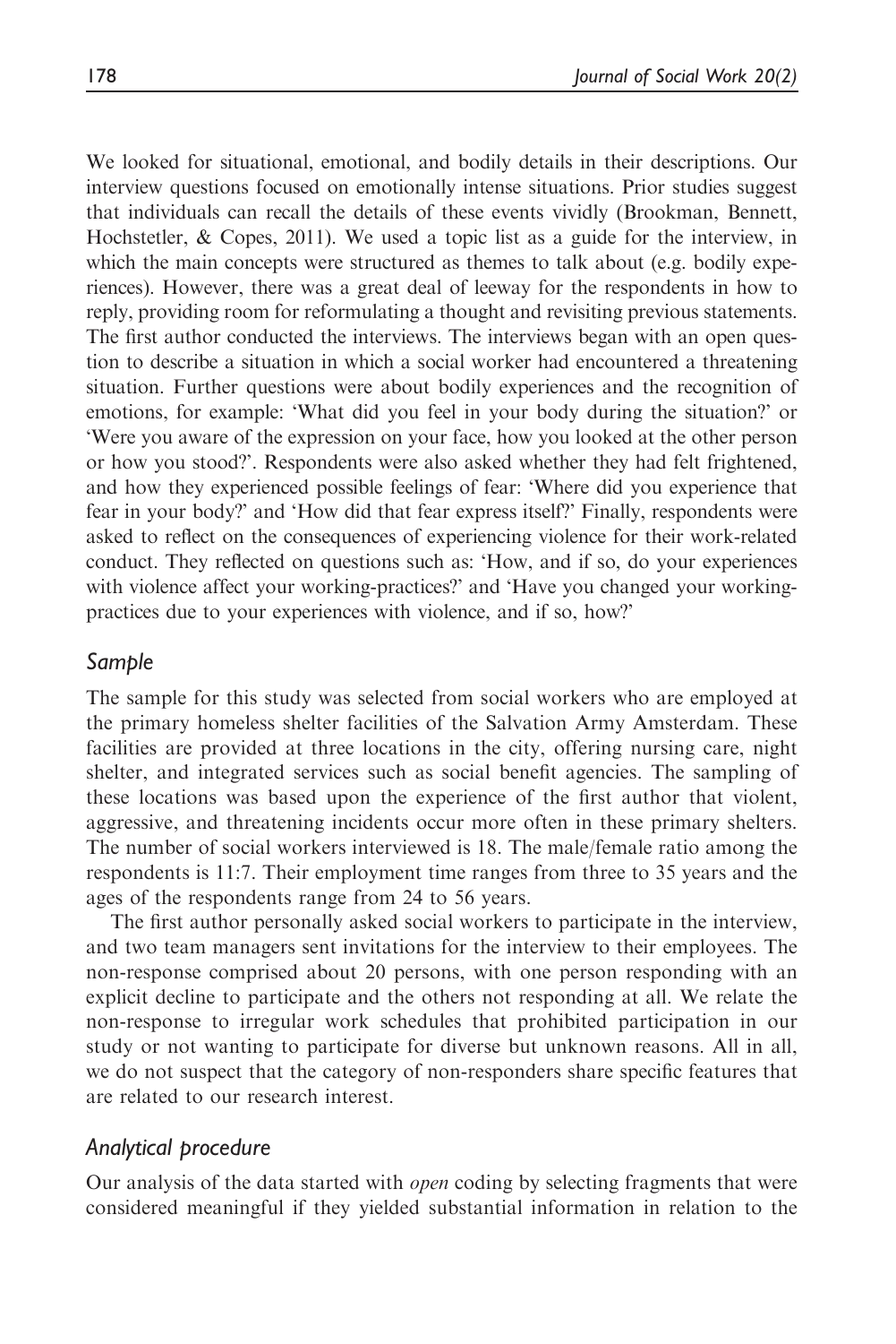We looked for situational, emotional, and bodily details in their descriptions. Our interview questions focused on emotionally intense situations. Prior studies suggest that individuals can recall the details of these events vividly (Brookman, Bennett, Hochstetler, & Copes, 2011). We used a topic list as a guide for the interview, in which the main concepts were structured as themes to talk about (e.g. bodily experiences). However, there was a great deal of leeway for the respondents in how to reply, providing room for reformulating a thought and revisiting previous statements. The first author conducted the interviews. The interviews began with an open question to describe a situation in which a social worker had encountered a threatening situation. Further questions were about bodily experiences and the recognition of emotions, for example: 'What did you feel in your body during the situation?' or 'Were you aware of the expression on your face, how you looked at the other person or how you stood?'. Respondents were also asked whether they had felt frightened, and how they experienced possible feelings of fear: 'Where did you experience that fear in your body?' and 'How did that fear express itself?' Finally, respondents were asked to reflect on the consequences of experiencing violence for their work-related conduct. They reflected on questions such as: 'How, and if so, do your experiences with violence affect your working-practices?' and 'Have you changed your working-practices due to your experiences with violence, and if so, how?'

## Sample

The sample for this study was selected from social workers who are employed at the primary homeless shelter facilities of the Salvation Army Amsterdam. These facilities are provided at three locations in the city, offering nursing care, night shelter, and integrated services such as social benefit agencies. The sampling of these locations was based upon the experience of the first author that violent, aggressive, and threatening incidents occur more often in these primary shelters. The number of social workers interviewed is 18. The male/female ratio among the respondents is 11:7. Their employment time ranges from three to 35 years and the ages of the respondents range from 24 to 56 years.

The first author personally asked social workers to participate in the interview, and two team managers sent invitations for the interview to their employees. The non-response comprised about 20 persons, with one person responding with an explicit decline to participate and the others not responding at all. We relate the non-response to irregular work schedules that prohibited participation in our study or not wanting to participate for diverse but unknown reasons. All in all, we do not suspect that the category of non-responders share specific features that are related to our research interest.

## Analytical procedure

Our analysis of the data started with *open* coding by selecting fragments that were considered meaningful if they yielded substantial information in relation to the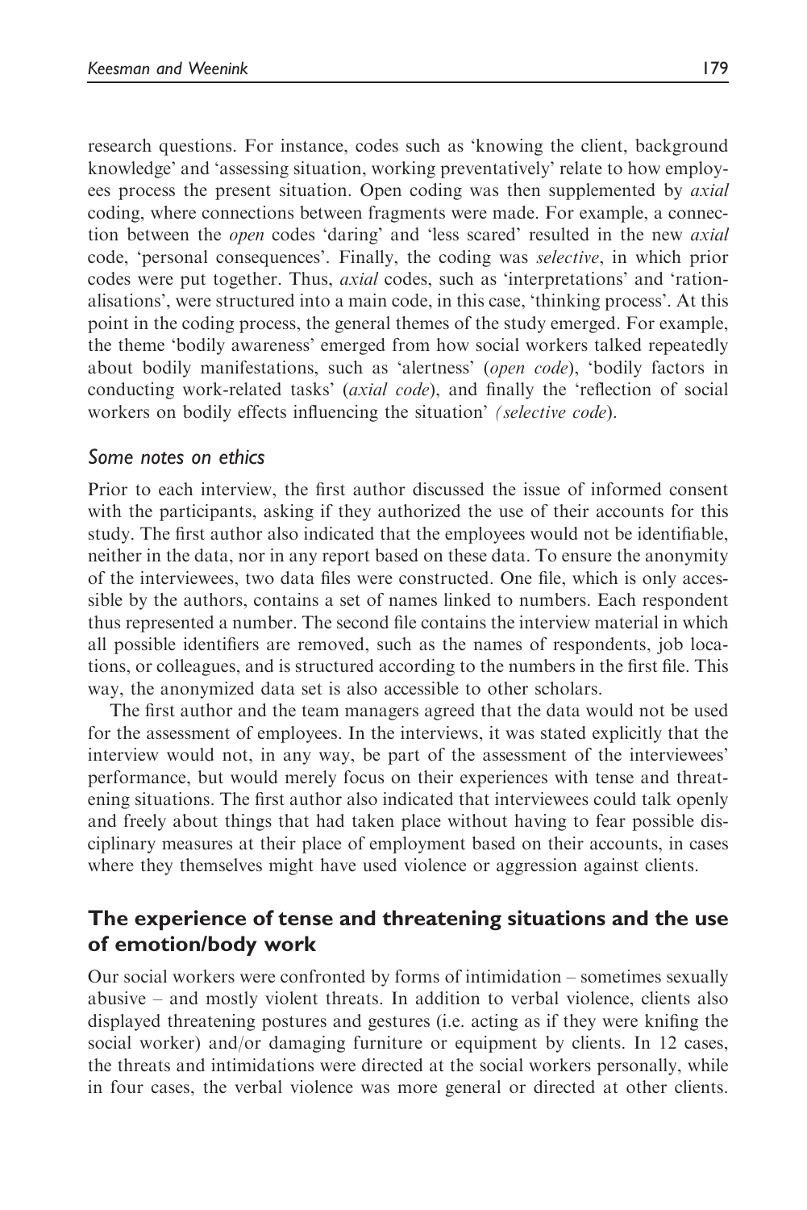research questions. For instance, codes such as 'knowing the client, background knowledge' and 'assessing situation, working preventatively' relate to how employees process the present situation. Open coding was then supplemented by *axial* coding, where connections between fragments were made. For example, a connection between the *open* codes 'daring' and 'less scared' resulted in the new *axial* code, 'personal consequences'. Finally, the coding was *selective*, in which prior codes were put together. Thus, *axial* codes, such as 'interpretations' and 'rationalisations', were structured into a main code, in this case, 'thinking process'. At this point in the coding process, the general themes of the study emerged. For example, the theme 'bodily awareness' emerged from how social workers talked repeatedly about bodily manifestations, such as 'alertness' (*open code*), 'bodily factors in conducting work-related tasks' (*axial code*), and finally the 'reflection of social workers on bodily effects influencing the situation' (*selective code*).

### *Some notes on ethics*

Prior to each interview, the first author discussed the issue of informed consent with the participants, asking if they authorized the use of their accounts for this study. The first author also indicated that the employees would not be identifiable, neither in the data, nor in any report based on these data. To ensure the anonymity of the interviewees, two data files were constructed. One file, which is only accessible by the authors, contains a set of names linked to numbers. Each respondent thus represented a number. The second file contains the interview material in which all possible identifiers are removed, such as the names of respondents, job locations, or colleagues, and is structured according to the numbers in the first file. This way, the anonymized data set is also accessible to other scholars.

The first author and the team managers agreed that the data would not be used for the assessment of employees. In the interviews, it was stated explicitly that the interview would not, in any way, be part of the assessment of the interviewees' performance, but would merely focus on their experiences with tense and threatening situations. The first author also indicated that interviewees could talk openly and freely about things that had taken place without having to fear possible disciplinary measures at their place of employment based on their accounts, in cases where they themselves might have used violence or aggression against clients.

## The experience of tense and threatening situations and the use of emotion/body work

Our social workers were confronted by forms of intimidation – sometimes sexually abusive – and mostly violent threats. In addition to verbal violence, clients also displayed threatening postures and gestures (i.e. acting as if they were knifing the social worker) and/or damaging furniture or equipment by clients. In 12 cases, the threats and intimidations were directed at the social workers personally, while in four cases, the verbal violence was more general or directed at other clients.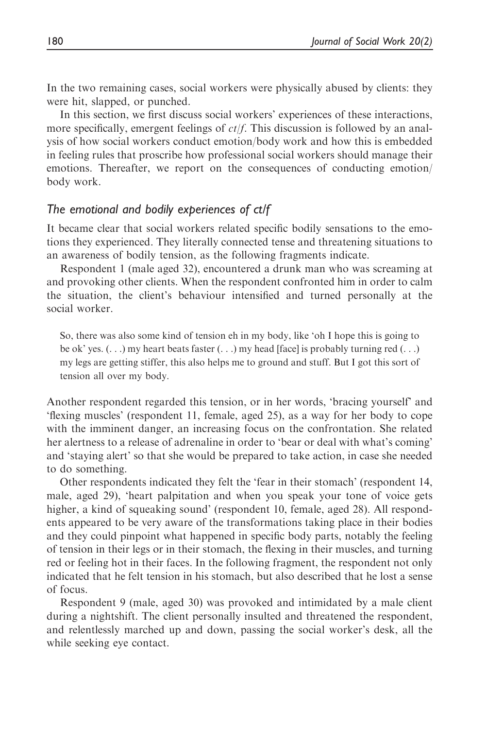In the two remaining cases, social workers were physically abused by clients: they were hit, slapped, or punched.

In this section, we first discuss social workers' experiences of these interactions, more specifically, emergent feelings of *ct/f*. This discussion is followed by an analysis of how social workers conduct emotion/body work and how this is embedded in feeling rules that proscribe how professional social workers should manage their emotions. Thereafter, we report on the consequences of conducting emotion/body work.

### *The emotional and bodily experiences of ct/f*

It became clear that social workers related specific bodily sensations to the emotions they experienced. They literally connected tense and threatening situations to an awareness of bodily tension, as the following fragments indicate.

Respondent 1 (male aged 32), encountered a drunk man who was screaming at and provoking other clients. When the respondent confronted him in order to calm the situation, the client's behaviour intensified and turned personally at the social worker.

> So, there was also some kind of tension eh in my body, like 'oh I hope this is going to be ok' yes. (. . .) my heart beats faster (. . .) my head [face] is probably turning red (. . .) my legs are getting stiffer, this also helps me to ground and stuff. But I got this sort of tension all over my body.

Another respondent regarded this tension, or in her words, 'bracing yourself' and 'flexing muscles' (respondent 11, female, aged 25), as a way for her body to cope with the imminent danger, an increasing focus on the confrontation. She related her alertness to a release of adrenaline in order to 'bear or deal with what's coming' and 'staying alert' so that she would be prepared to take action, in case she needed to do something.

Other respondents indicated they felt the 'fear in their stomach' (respondent 14, male, aged 29), 'heart palpitation and when you speak your tone of voice gets higher, a kind of squeaking sound' (respondent 10, female, aged 28). All respondents appeared to be very aware of the transformations taking place in their bodies and they could pinpoint what happened in specific body parts, notably the feeling of tension in their legs or in their stomach, the flexing in their muscles, and turning red or feeling hot in their faces. In the following fragment, the respondent not only indicated that he felt tension in his stomach, but also described that he lost a sense of focus.

Respondent 9 (male, aged 30) was provoked and intimidated by a male client during a nightshift. The client personally insulted and threatened the respondent, and relentlessly marched up and down, passing the social worker's desk, all the while seeking eye contact.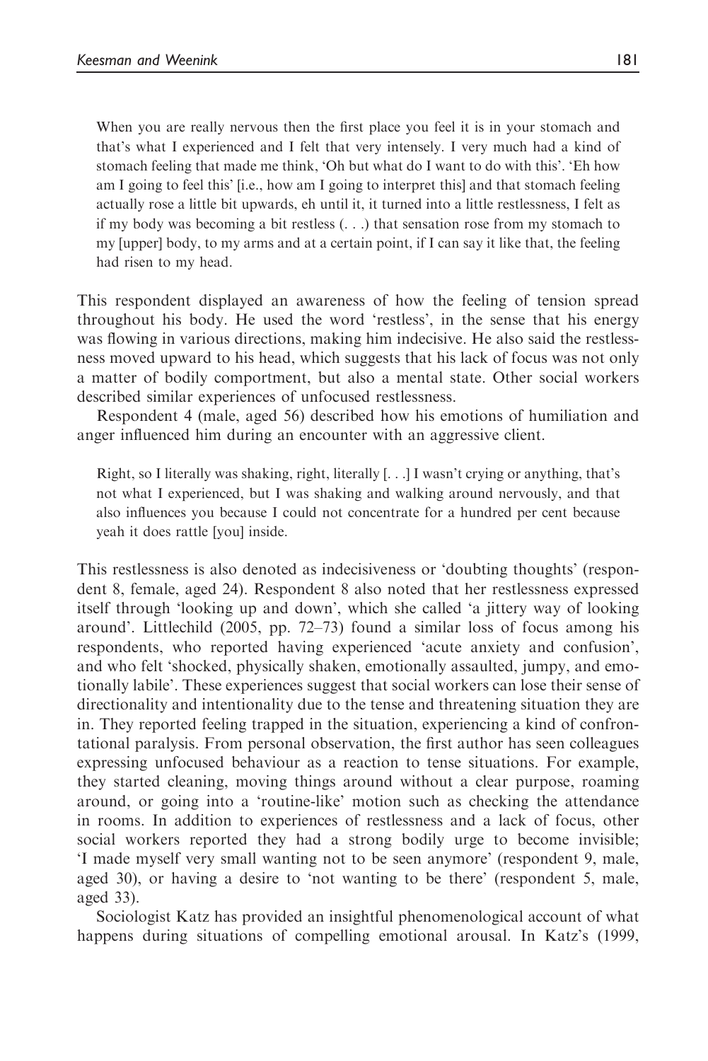> When you are really nervous then the first place you feel it is in your stomach and that's what I experienced and I felt that very intensely. I very much had a kind of stomach feeling that made me think, 'Oh but what do I want to do with this'. 'Eh how am I going to feel this' [i.e., how am I going to interpret this] and that stomach feeling actually rose a little bit upwards, eh until it, it turned into a little restlessness, I felt as if my body was becoming a bit restless (. . .) that sensation rose from my stomach to my [upper] body, to my arms and at a certain point, if I can say it like that, the feeling had risen to my head.

This respondent displayed an awareness of how the feeling of tension spread throughout his body. He used the word 'restless', in the sense that his energy was flowing in various directions, making him indecisive. He also said the restlessness moved upward to his head, which suggests that his lack of focus was not only a matter of bodily comportment, but also a mental state. Other social workers described similar experiences of unfocused restlessness.

Respondent 4 (male, aged 56) described how his emotions of humiliation and anger influenced him during an encounter with an aggressive client.

> Right, so I literally was shaking, right, literally [. . .] I wasn't crying or anything, that's not what I experienced, but I was shaking and walking around nervously, and that also influences you because I could not concentrate for a hundred per cent because yeah it does rattle [you] inside.

This restlessness is also denoted as indecisiveness or 'doubting thoughts' (respondent 8, female, aged 24). Respondent 8 also noted that her restlessness expressed itself through 'looking up and down', which she called 'a jittery way of looking around'. Littlechild (2005, pp. 72–73) found a similar loss of focus among his respondents, who reported having experienced 'acute anxiety and confusion', and who felt 'shocked, physically shaken, emotionally assaulted, jumpy, and emotionally labile'. These experiences suggest that social workers can lose their sense of directionality and intentionality due to the tense and threatening situation they are in. They reported feeling trapped in the situation, experiencing a kind of confrontational paralysis. From personal observation, the first author has seen colleagues expressing unfocused behaviour as a reaction to tense situations. For example, they started cleaning, moving things around without a clear purpose, roaming around, or going into a 'routine-like' motion such as checking the attendance in rooms. In addition to experiences of restlessness and a lack of focus, other social workers reported they had a strong bodily urge to become invisible; 'I made myself very small wanting not to be seen anymore' (respondent 9, male, aged 30), or having a desire to 'not wanting to be there' (respondent 5, male, aged 33).

Sociologist Katz has provided an insightful phenomenological account of what happens during situations of compelling emotional arousal. In Katz's (1999,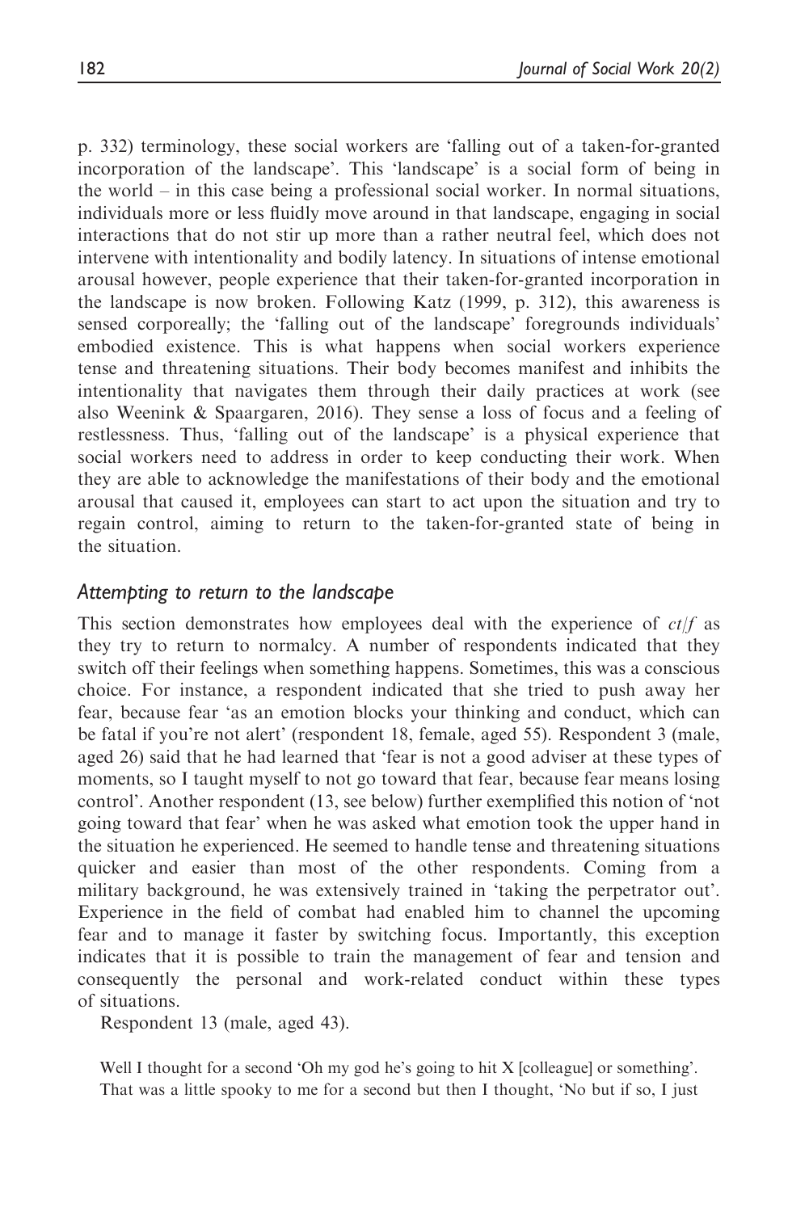p. 332) terminology, these social workers are 'falling out of a taken-for-granted incorporation of the landscape'. This 'landscape' is a social form of being in the world – in this case being a professional social worker. In normal situations, individuals more or less fluidly move around in that landscape, engaging in social interactions that do not stir up more than a rather neutral feel, which does not intervene with intentionality and bodily latency. In situations of intense emotional arousal however, people experience that their taken-for-granted incorporation in the landscape is now broken. Following Katz (1999, p. 312), this awareness is sensed corporeally; the 'falling out of the landscape' foregrounds individuals' embodied existence. This is what happens when social workers experience tense and threatening situations. Their body becomes manifest and inhibits the intentionality that navigates them through their daily practices at work (see also Weenink & Spaargaren, 2016). They sense a loss of focus and a feeling of restlessness. Thus, 'falling out of the landscape' is a physical experience that social workers need to address in order to keep conducting their work. When they are able to acknowledge the manifestations of their body and the emotional arousal that caused it, employees can start to act upon the situation and try to regain control, aiming to return to the taken-for-granted state of being in the situation.

### *Attempting to return to the landscape*

This section demonstrates how employees deal with the experience of *ct/f* as they try to return to normalcy. A number of respondents indicated that they switch off their feelings when something happens. Sometimes, this was a conscious choice. For instance, a respondent indicated that she tried to push away her fear, because fear 'as an emotion blocks your thinking and conduct, which can be fatal if you're not alert' (respondent 18, female, aged 55). Respondent 3 (male, aged 26) said that he had learned that 'fear is not a good adviser at these types of moments, so I taught myself to not go toward that fear, because fear means losing control'. Another respondent (13, see below) further exemplified this notion of 'not going toward that fear' when he was asked what emotion took the upper hand in the situation he experienced. He seemed to handle tense and threatening situations quicker and easier than most of the other respondents. Coming from a military background, he was extensively trained in 'taking the perpetrator out'. Experience in the field of combat had enabled him to channel the upcoming fear and to manage it faster by switching focus. Importantly, this exception indicates that it is possible to train the management of fear and tension and consequently the personal and work-related conduct within these types of situations.

Respondent 13 (male, aged 43).

> Well I thought for a second 'Oh my god he's going to hit X [colleague] or something'. That was a little spooky to me for a second but then I thought, 'No but if so, I just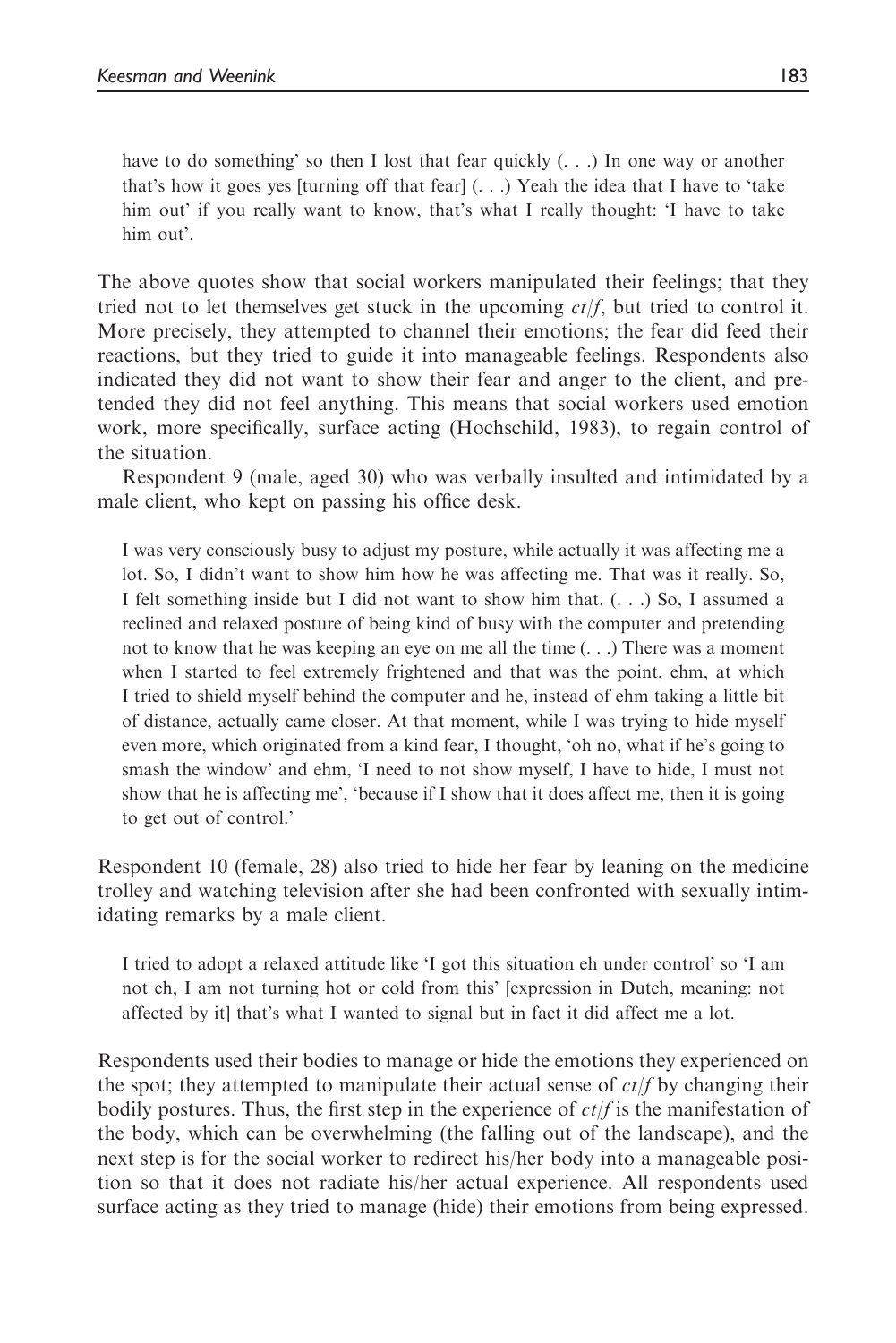have to do something' so then I lost that fear quickly (. . .) In one way or another that's how it goes yes [turning off that fear] (. . .) Yeah the idea that I have to 'take him out' if you really want to know, that's what I really thought: 'I have to take him out'.

The above quotes show that social workers manipulated their feelings; that they tried not to let themselves get stuck in the upcoming *ct/f*, but tried to control it. More precisely, they attempted to channel their emotions; the fear did feed their reactions, but they tried to guide it into manageable feelings. Respondents also indicated they did not want to show their fear and anger to the client, and pretended they did not feel anything. This means that social workers used emotion work, more specifically, surface acting (Hochschild, 1983), to regain control of the situation.

Respondent 9 (male, aged 30) who was verbally insulted and intimidated by a male client, who kept on passing his office desk.

> I was very consciously busy to adjust my posture, while actually it was affecting me a lot. So, I didn't want to show him how he was affecting me. That was it really. So, I felt something inside but I did not want to show him that. (. . .) So, I assumed a reclined and relaxed posture of being kind of busy with the computer and pretending not to know that he was keeping an eye on me all the time (. . .) There was a moment when I started to feel extremely frightened and that was the point, ehm, at which I tried to shield myself behind the computer and he, instead of ehm taking a little bit of distance, actually came closer. At that moment, while I was trying to hide myself even more, which originated from a kind fear, I thought, 'oh no, what if he's going to smash the window' and ehm, 'I need to not show myself, I have to hide, I must not show that he is affecting me', 'because if I show that it does affect me, then it is going to get out of control.'

Respondent 10 (female, 28) also tried to hide her fear by leaning on the medicine trolley and watching television after she had been confronted with sexually intimidating remarks by a male client.

> I tried to adopt a relaxed attitude like 'I got this situation eh under control' so 'I am not eh, I am not turning hot or cold from this' [expression in Dutch, meaning: not affected by it] that's what I wanted to signal but in fact it did affect me a lot.

Respondents used their bodies to manage or hide the emotions they experienced on the spot; they attempted to manipulate their actual sense of *ct/f* by changing their bodily postures. Thus, the first step in the experience of *ct/f* is the manifestation of the body, which can be overwhelming (the falling out of the landscape), and the next step is for the social worker to redirect his/her body into a manageable position so that it does not radiate his/her actual experience. All respondents used surface acting as they tried to manage (hide) their emotions from being expressed.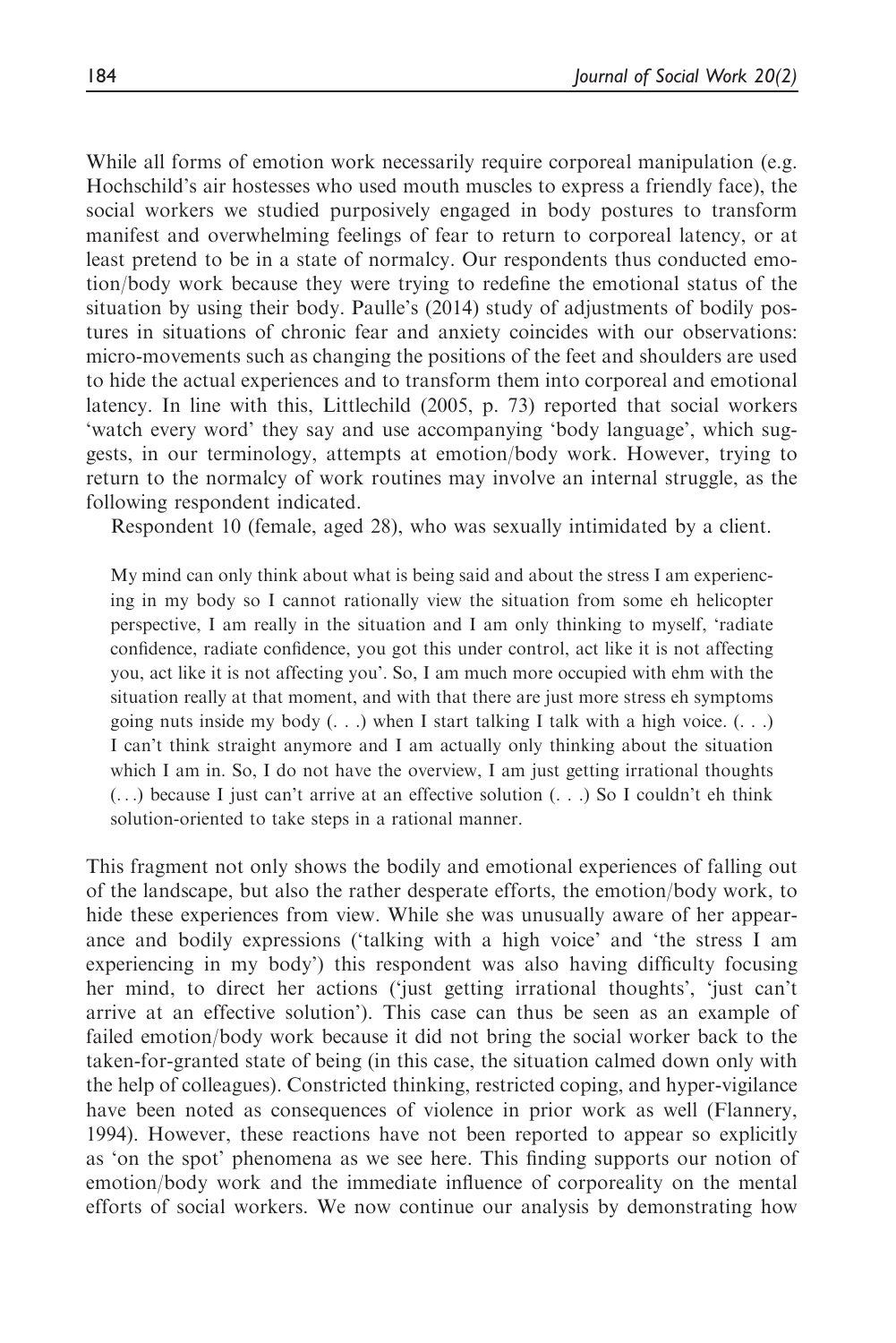While all forms of emotion work necessarily require corporeal manipulation (e.g. Hochschild's air hostesses who used mouth muscles to express a friendly face), the social workers we studied purposively engaged in body postures to transform manifest and overwhelming feelings of fear to return to corporeal latency, or at least pretend to be in a state of normalcy. Our respondents thus conducted emotion/body work because they were trying to redefine the emotional status of the situation by using their body. Paulle's (2014) study of adjustments of bodily postures in situations of chronic fear and anxiety coincides with our observations: micro-movements such as changing the positions of the feet and shoulders are used to hide the actual experiences and to transform them into corporeal and emotional latency. In line with this, Littlechild (2005, p. 73) reported that social workers 'watch every word' they say and use accompanying 'body language', which suggests, in our terminology, attempts at emotion/body work. However, trying to return to the normalcy of work routines may involve an internal struggle, as the following respondent indicated.

Respondent 10 (female, aged 28), who was sexually intimidated by a client.

> My mind can only think about what is being said and about the stress I am experiencing in my body so I cannot rationally view the situation from some eh helicopter perspective, I am really in the situation and I am only thinking to myself, 'radiate confidence, radiate confidence, you got this under control, act like it is not affecting you, act like it is not affecting you'. So, I am much more occupied with ehm with the situation really at that moment, and with that there are just more stress eh symptoms going nuts inside my body (. . .) when I start talking I talk with a high voice. (. . .) I can't think straight anymore and I am actually only thinking about the situation which I am in. So, I do not have the overview, I am just getting irrational thoughts (. . .) because I just can't arrive at an effective solution (. . .) So I couldn't eh think solution-oriented to take steps in a rational manner.

This fragment not only shows the bodily and emotional experiences of falling out of the landscape, but also the rather desperate efforts, the emotion/body work, to hide these experiences from view. While she was unusually aware of her appearance and bodily expressions ('talking with a high voice' and 'the stress I am experiencing in my body') this respondent was also having difficulty focusing her mind, to direct her actions ('just getting irrational thoughts', 'just can't arrive at an effective solution'). This case can thus be seen as an example of failed emotion/body work because it did not bring the social worker back to the taken-for-granted state of being (in this case, the situation calmed down only with the help of colleagues). Constricted thinking, restricted coping, and hyper-vigilance have been noted as consequences of violence in prior work as well (Flannery, 1994). However, these reactions have not been reported to appear so explicitly as 'on the spot' phenomena as we see here. This finding supports our notion of emotion/body work and the immediate influence of corporeality on the mental efforts of social workers. We now continue our analysis by demonstrating how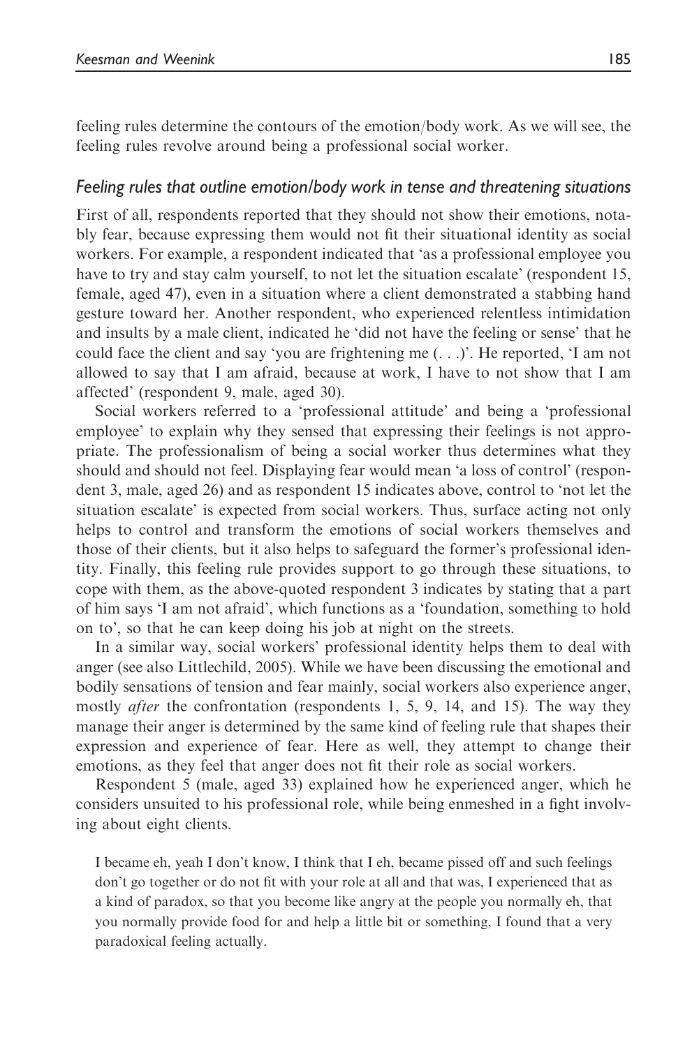feeling rules determine the contours of the emotion/body work. As we will see, the feeling rules revolve around being a professional social worker.

### *Feeling rules that outline emotion/body work in tense and threatening situations*

First of all, respondents reported that they should not show their emotions, notably fear, because expressing them would not fit their situational identity as social workers. For example, a respondent indicated that 'as a professional employee you have to try and stay calm yourself, to not let the situation escalate' (respondent 15, female, aged 47), even in a situation where a client demonstrated a stabbing hand gesture toward her. Another respondent, who experienced relentless intimidation and insults by a male client, indicated he 'did not have the feeling or sense' that he could face the client and say 'you are frightening me (. . .)'. He reported, 'I am not allowed to say that I am afraid, because at work, I have to not show that I am affected' (respondent 9, male, aged 30).

Social workers referred to a 'professional attitude' and being a 'professional employee' to explain why they sensed that expressing their feelings is not appropriate. The professionalism of being a social worker thus determines what they should and should not feel. Displaying fear would mean 'a loss of control' (respondent 3, male, aged 26) and as respondent 15 indicates above, control to 'not let the situation escalate' is expected from social workers. Thus, surface acting not only helps to control and transform the emotions of social workers themselves and those of their clients, but it also helps to safeguard the former's professional identity. Finally, this feeling rule provides support to go through these situations, to cope with them, as the above-quoted respondent 3 indicates by stating that a part of him says 'I am not afraid', which functions as a 'foundation, something to hold on to', so that he can keep doing his job at night on the streets.

In a similar way, social workers' professional identity helps them to deal with anger (see also Littlechild, 2005). While we have been discussing the emotional and bodily sensations of tension and fear mainly, social workers also experience anger, mostly *after* the confrontation (respondents 1, 5, 9, 14, and 15). The way they manage their anger is determined by the same kind of feeling rule that shapes their expression and experience of fear. Here as well, they attempt to change their emotions, as they feel that anger does not fit their role as social workers.

Respondent 5 (male, aged 33) explained how he experienced anger, which he considers unsuited to his professional role, while being enmeshed in a fight involving about eight clients.

> I became eh, yeah I don't know, I think that I eh, became pissed off and such feelings don't go together or do not fit with your role at all and that was, I experienced that as a kind of paradox, so that you become like angry at the people you normally eh, that you normally provide food for and help a little bit or something, I found that a very paradoxical feeling actually.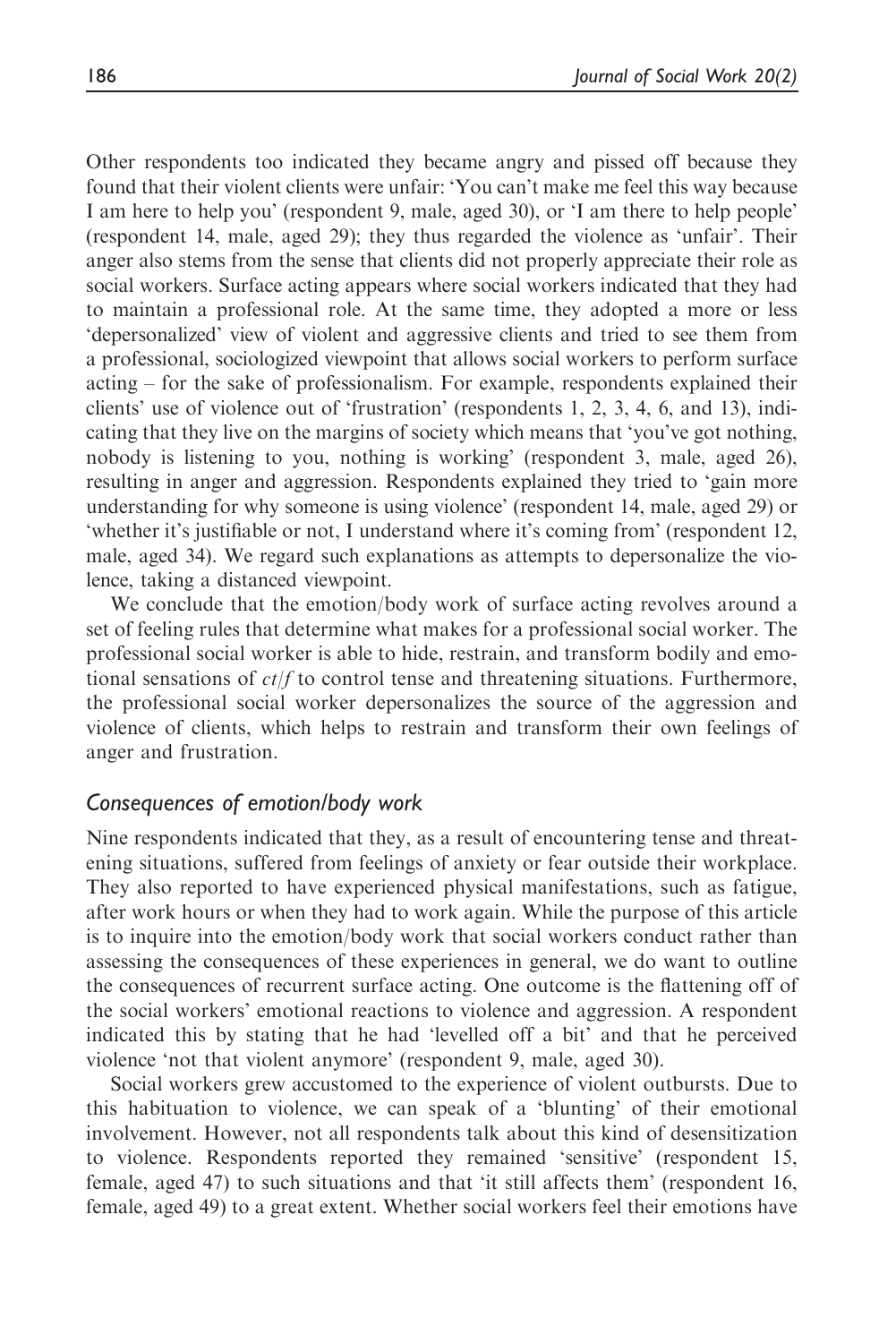Other respondents too indicated they became angry and pissed off because they found that their violent clients were unfair: 'You can't make me feel this way because I am here to help you' (respondent 9, male, aged 30), or 'I am there to help people' (respondent 14, male, aged 29); they thus regarded the violence as 'unfair'. Their anger also stems from the sense that clients did not properly appreciate their role as social workers. Surface acting appears where social workers indicated that they had to maintain a professional role. At the same time, they adopted a more or less 'depersonalized' view of violent and aggressive clients and tried to see them from a professional, sociologized viewpoint that allows social workers to perform surface acting – for the sake of professionalism. For example, respondents explained their clients' use of violence out of 'frustration' (respondents 1, 2, 3, 4, 6, and 13), indicating that they live on the margins of society which means that 'you've got nothing, nobody is listening to you, nothing is working' (respondent 3, male, aged 26), resulting in anger and aggression. Respondents explained they tried to 'gain more understanding for why someone is using violence' (respondent 14, male, aged 29) or 'whether it's justifiable or not, I understand where it's coming from' (respondent 12, male, aged 34). We regard such explanations as attempts to depersonalize the violence, taking a distanced viewpoint.

We conclude that the emotion/body work of surface acting revolves around a set of feeling rules that determine what makes for a professional social worker. The professional social worker is able to hide, restrain, and transform bodily and emotional sensations of *ct/f* to control tense and threatening situations. Furthermore, the professional social worker depersonalizes the source of the aggression and violence of clients, which helps to restrain and transform their own feelings of anger and frustration.

### *Consequences of emotion/body work*

Nine respondents indicated that they, as a result of encountering tense and threatening situations, suffered from feelings of anxiety or fear outside their workplace. They also reported to have experienced physical manifestations, such as fatigue, after work hours or when they had to work again. While the purpose of this article is to inquire into the emotion/body work that social workers conduct rather than assessing the consequences of these experiences in general, we do want to outline the consequences of recurrent surface acting. One outcome is the flattening off of the social workers' emotional reactions to violence and aggression. A respondent indicated this by stating that he had 'levelled off a bit' and that he perceived violence 'not that violent anymore' (respondent 9, male, aged 30).

Social workers grew accustomed to the experience of violent outbursts. Due to this habituation to violence, we can speak of a 'blunting' of their emotional involvement. However, not all respondents talk about this kind of desensitization to violence. Respondents reported they remained 'sensitive' (respondent 15, female, aged 47) to such situations and that 'it still affects them' (respondent 16, female, aged 49) to a great extent. Whether social workers feel their emotions have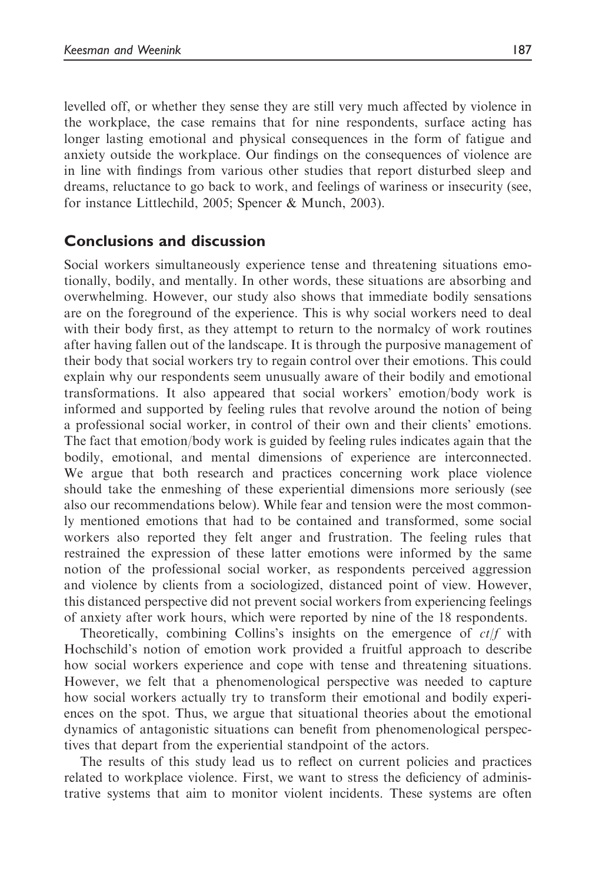levelled off, or whether they sense they are still very much affected by violence in the workplace, the case remains that for nine respondents, surface acting has longer lasting emotional and physical consequences in the form of fatigue and anxiety outside the workplace. Our findings on the consequences of violence are in line with findings from various other studies that report disturbed sleep and dreams, reluctance to go back to work, and feelings of wariness or insecurity (see, for instance Littlechild, 2005; Spencer & Munch, 2003).

## Conclusions and discussion

Social workers simultaneously experience tense and threatening situations emotionally, bodily, and mentally. In other words, these situations are absorbing and overwhelming. However, our study also shows that immediate bodily sensations are on the foreground of the experience. This is why social workers need to deal with their body first, as they attempt to return to the normalcy of work routines after having fallen out of the landscape. It is through the purposive management of their body that social workers try to regain control over their emotions. This could explain why our respondents seem unusually aware of their bodily and emotional transformations. It also appeared that social workers' emotion/body work is informed and supported by feeling rules that revolve around the notion of being a professional social worker, in control of their own and their clients' emotions. The fact that emotion/body work is guided by feeling rules indicates again that the bodily, emotional, and mental dimensions of experience are interconnected. We argue that both research and practices concerning work place violence should take the enmeshing of these experiential dimensions more seriously (see also our recommendations below). While fear and tension were the most commonly mentioned emotions that had to be contained and transformed, some social workers also reported they felt anger and frustration. The feeling rules that restrained the expression of these latter emotions were informed by the same notion of the professional social worker, as respondents perceived aggression and violence by clients from a sociologized, distanced point of view. However, this distanced perspective did not prevent social workers from experiencing feelings of anxiety after work hours, which were reported by nine of the 18 respondents.

Theoretically, combining Collins's insights on the emergence of *ct/f* with Hochschild's notion of emotion work provided a fruitful approach to describe how social workers experience and cope with tense and threatening situations. However, we felt that a phenomenological perspective was needed to capture how social workers actually try to transform their emotional and bodily experiences on the spot. Thus, we argue that situational theories about the emotional dynamics of antagonistic situations can benefit from phenomenological perspectives that depart from the experiential standpoint of the actors.

The results of this study lead us to reflect on current policies and practices related to workplace violence. First, we want to stress the deficiency of administrative systems that aim to monitor violent incidents. These systems are often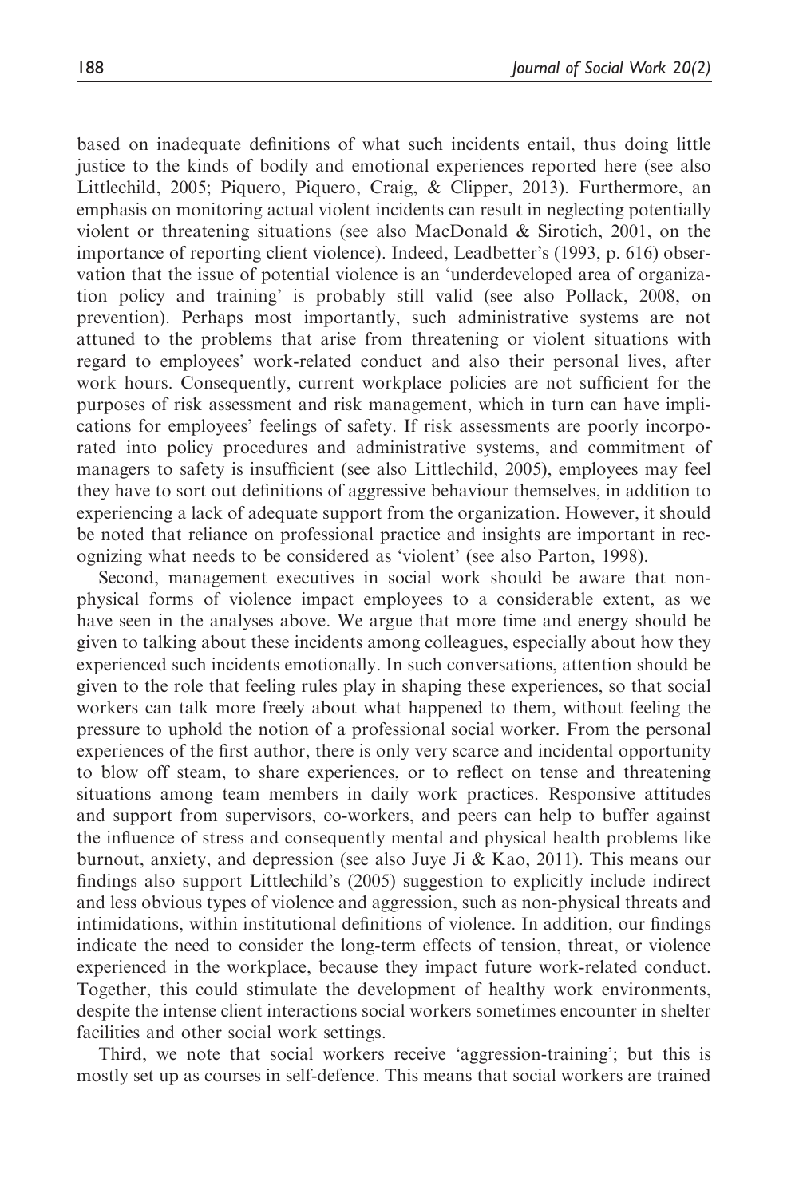based on inadequate definitions of what such incidents entail, thus doing little justice to the kinds of bodily and emotional experiences reported here (see also Littlechild, 2005; Piquero, Piquero, Craig, & Clipper, 2013). Furthermore, an emphasis on monitoring actual violent incidents can result in neglecting potentially violent or threatening situations (see also MacDonald & Sirotich, 2001, on the importance of reporting client violence). Indeed, Leadbetter's (1993, p. 616) observation that the issue of potential violence is an 'underdeveloped area of organization policy and training' is probably still valid (see also Pollack, 2008, on prevention). Perhaps most importantly, such administrative systems are not attuned to the problems that arise from threatening or violent situations with regard to employees' work-related conduct and also their personal lives, after work hours. Consequently, current workplace policies are not sufficient for the purposes of risk assessment and risk management, which in turn can have implications for employees' feelings of safety. If risk assessments are poorly incorporated into policy procedures and administrative systems, and commitment of managers to safety is insufficient (see also Littlechild, 2005), employees may feel they have to sort out definitions of aggressive behaviour themselves, in addition to experiencing a lack of adequate support from the organization. However, it should be noted that reliance on professional practice and insights are important in recognizing what needs to be considered as 'violent' (see also Parton, 1998).

Second, management executives in social work should be aware that non-physical forms of violence impact employees to a considerable extent, as we have seen in the analyses above. We argue that more time and energy should be given to talking about these incidents among colleagues, especially about how they experienced such incidents emotionally. In such conversations, attention should be given to the role that feeling rules play in shaping these experiences, so that social workers can talk more freely about what happened to them, without feeling the pressure to uphold the notion of a professional social worker. From the personal experiences of the first author, there is only very scarce and incidental opportunity to blow off steam, to share experiences, or to reflect on tense and threatening situations among team members in daily work practices. Responsive attitudes and support from supervisors, co-workers, and peers can help to buffer against the influence of stress and consequently mental and physical health problems like burnout, anxiety, and depression (see also Juye Ji & Kao, 2011). This means our findings also support Littlechild's (2005) suggestion to explicitly include indirect and less obvious types of violence and aggression, such as non-physical threats and intimidations, within institutional definitions of violence. In addition, our findings indicate the need to consider the long-term effects of tension, threat, or violence experienced in the workplace, because they impact future work-related conduct. Together, this could stimulate the development of healthy work environments, despite the intense client interactions social workers sometimes encounter in shelter facilities and other social work settings.

Third, we note that social workers receive 'aggression-training'; but this is mostly set up as courses in self-defence. This means that social workers are trained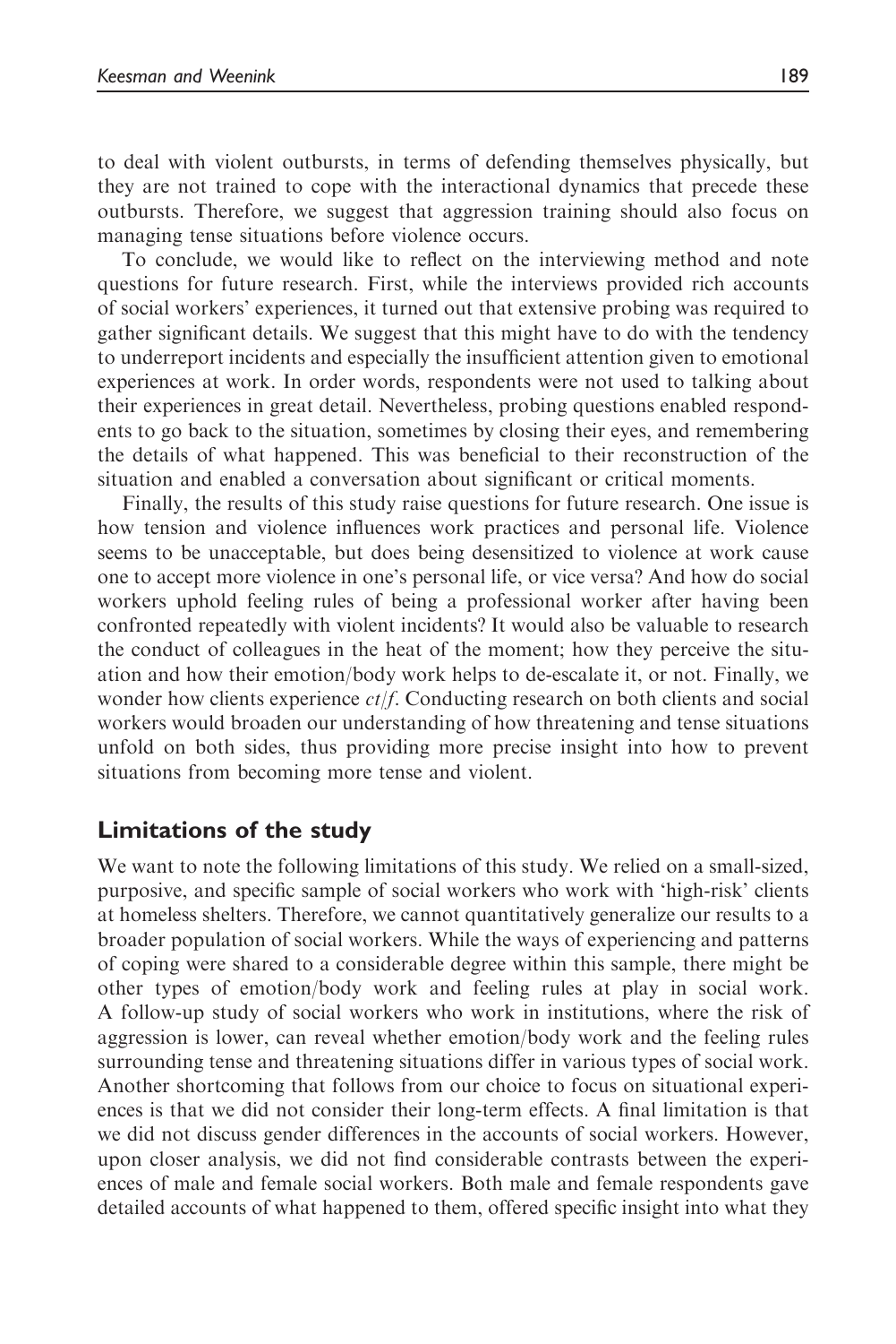to deal with violent outbursts, in terms of defending themselves physically, but they are not trained to cope with the interactional dynamics that precede these outbursts. Therefore, we suggest that aggression training should also focus on managing tense situations before violence occurs.

To conclude, we would like to reflect on the interviewing method and note questions for future research. First, while the interviews provided rich accounts of social workers' experiences, it turned out that extensive probing was required to gather significant details. We suggest that this might have to do with the tendency to underreport incidents and especially the insufficient attention given to emotional experiences at work. In order words, respondents were not used to talking about their experiences in great detail. Nevertheless, probing questions enabled respondents to go back to the situation, sometimes by closing their eyes, and remembering the details of what happened. This was beneficial to their reconstruction of the situation and enabled a conversation about significant or critical moments.

Finally, the results of this study raise questions for future research. One issue is how tension and violence influences work practices and personal life. Violence seems to be unacceptable, but does being desensitized to violence at work cause one to accept more violence in one's personal life, or vice versa? And how do social workers uphold feeling rules of being a professional worker after having been confronted repeatedly with violent incidents? It would also be valuable to research the conduct of colleagues in the heat of the moment; how they perceive the situation and how their emotion/body work helps to de-escalate it, or not. Finally, we wonder how clients experience *ct/f*. Conducting research on both clients and social workers would broaden our understanding of how threatening and tense situations unfold on both sides, thus providing more precise insight into how to prevent situations from becoming more tense and violent.

## Limitations of the study

We want to note the following limitations of this study. We relied on a small-sized, purposive, and specific sample of social workers who work with 'high-risk' clients at homeless shelters. Therefore, we cannot quantitatively generalize our results to a broader population of social workers. While the ways of experiencing and patterns of coping were shared to a considerable degree within this sample, there might be other types of emotion/body work and feeling rules at play in social work. A follow-up study of social workers who work in institutions, where the risk of aggression is lower, can reveal whether emotion/body work and the feeling rules surrounding tense and threatening situations differ in various types of social work. Another shortcoming that follows from our choice to focus on situational experiences is that we did not consider their long-term effects. A final limitation is that we did not discuss gender differences in the accounts of social workers. However, upon closer analysis, we did not find considerable contrasts between the experiences of male and female social workers. Both male and female respondents gave detailed accounts of what happened to them, offered specific insight into what they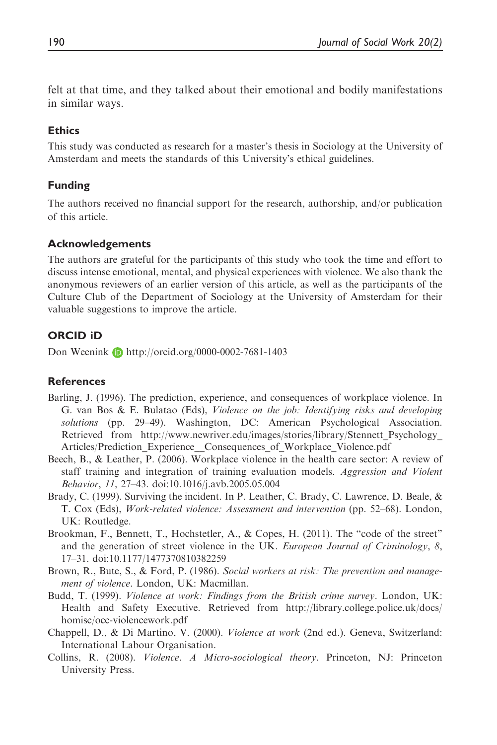felt at that time, and they talked about their emotional and bodily manifestations in similar ways.

## Ethics

This study was conducted as research for a master's thesis in Sociology at the University of Amsterdam and meets the standards of this University's ethical guidelines.

## Funding

The authors received no financial support for the research, authorship, and/or publication of this article.

## Acknowledgements

The authors are grateful for the participants of this study who took the time and effort to discuss intense emotional, mental, and physical experiences with violence. We also thank the anonymous reviewers of an earlier version of this article, as well as the participants of the Culture Club of the Department of Sociology at the University of Amsterdam for their valuable suggestions to improve the article.

## ORCID iD

Don Weenink http://orcid.org/0000-0002-7681-1403

## References

- Barling, J. (1996). The prediction, experience, and consequences of workplace violence. In G. van Bos & E. Bulatao (Eds), *Violence on the job: Identifying risks and developing solutions* (pp. 29–49). Washington, DC: American Psychological Association. Retrieved from http://www.newriver.edu/images/stories/library/Stennett_Psychology_Articles/Prediction_Experience__Consequences_of_Workplace_Violence.pdf
- Beech, B., & Leather, P. (2006). Workplace violence in the health care sector: A review of staff training and integration of training evaluation models. *Aggression and Violent Behavior*, *11*, 27–43. doi:10.1016/j.avb.2005.05.004
- Brady, C. (1999). Surviving the incident. In P. Leather, C. Brady, C. Lawrence, D. Beale, & T. Cox (Eds), *Work-related violence: Assessment and intervention* (pp. 52–68). London, UK: Routledge.
- Brookman, F., Bennett, T., Hochstetler, A., & Copes, H. (2011). The "code of the street" and the generation of street violence in the UK. *European Journal of Criminology*, *8*, 17–31. doi:10.1177/1477370810382259
- Brown, R., Bute, S., & Ford, P. (1986). *Social workers at risk: The prevention and management of violence*. London, UK: Macmillan.
- Budd, T. (1999). *Violence at work: Findings from the British crime survey*. London, UK: Health and Safety Executive. Retrieved from http://library.college.police.uk/docs/homisc/occ-violencework.pdf
- Chappell, D., & Di Martino, V. (2000). *Violence at work* (2nd ed.). Geneva, Switzerland: International Labour Organisation.
- Collins, R. (2008). *Violence. A Micro-sociological theory*. Princeton, NJ: Princeton University Press.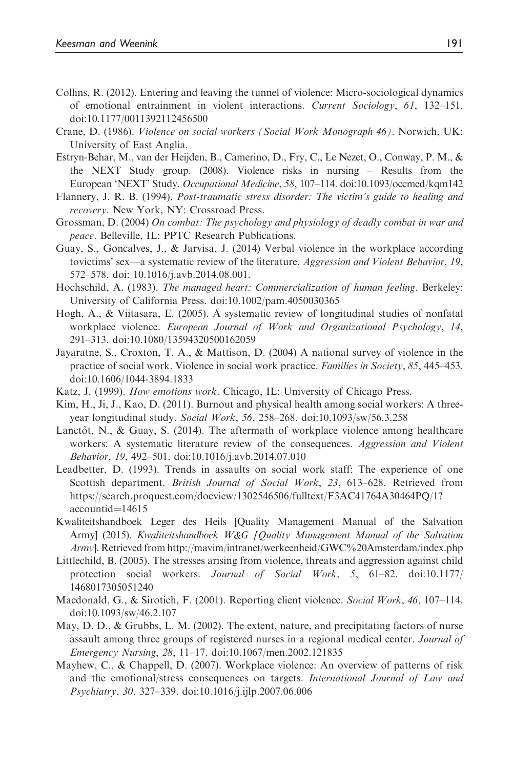Collins, R. (2012). Entering and leaving the tunnel of violence: Micro-sociological dynamics of emotional entrainment in violent interactions. *Current Sociology*, *61*, 132–151. doi:10.1177/0011392112456500

Crane, D. (1986). *Violence on social workers (Social Work Monograph 46)*. Norwich, UK: University of East Anglia.

Estryn-Behar, M., van der Heijden, B., Camerino, D., Fry, C., Le Nezet, O., Conway, P. M., & the NEXT Study group. (2008). Violence risks in nursing – Results from the European 'NEXT' Study. *Occupational Medicine*, *58*, 107–114. doi:10.1093/occmed/kqm142

Flannery, J. R. B. (1994). *Post-traumatic stress disorder: The victim's guide to healing and recovery*. New York, NY: Crossroad Press.

Grossman, D. (2004) *On combat: The psychology and physiology of deadly combat in war and peace*. Belleville, IL: PPTC Research Publications.

Guay, S., Goncalves, J., & Jarvisa, J. (2014) Verbal violence in the workplace according tovictims' sex—a systematic review of the literature. *Aggression and Violent Behavior*, *19*, 572–578. doi: 10.1016/j.avb.2014.08.001.

Hochschild, A. (1983). *The managed heart: Commercialization of human feeling*. Berkeley: University of California Press. doi:10.1002/pam.4050030365

Hogh, A., & Viitasara, E. (2005). A systematic review of longitudinal studies of nonfatal workplace violence. *European Journal of Work and Organizational Psychology*, *14*, 291–313. doi:10.1080/13594320500162059

Jayaratne, S., Croxton, T. A., & Mattison, D. (2004) A national survey of violence in the practice of social work. Violence in social work practice. *Families in Society*, *85*, 445–453. doi:10.1606/1044-3894.1833

Katz, J. (1999). *How emotions work*. Chicago, IL: University of Chicago Press.

Kim, H., Ji, J., Kao, D. (2011). Burnout and physical health among social workers: A three-year longitudinal study. *Social Work*, *56*, 258–268. doi:10.1093/sw/56.3.258

Lanctôt, N., & Guay, S. (2014). The aftermath of workplace violence among healthcare workers: A systematic literature review of the consequences. *Aggression and Violent Behavior*, *19*, 492–501. doi:10.1016/j.avb.2014.07.010

Leadbetter, D. (1993). Trends in assaults on social work staff: The experience of one Scottish department. *British Journal of Social Work*, *23*, 613–628. Retrieved from https://search.proquest.com/docview/1302546506/fulltext/F3AC41764A30464PQ/1?accountid=14615

Kwaliteitshandboek Leger des Heils [Quality Management Manual of the Salvation Army] (2015). *Kwaliteitshandboek W&G [Quality Management Manual of the Salvation Army]*. Retrieved from http://mavim/intranet/werkeenheid/GWC%20Amsterdam/index.php

Littlechild, B. (2005). The stresses arising from violence, threats and aggression against child protection social workers. *Journal of Social Work*, *5*, 61–82. doi:10.1177/1468017305051240

Macdonald, G., & Sirotich, F. (2001). Reporting client violence. *Social Work*, *46*, 107–114. doi:10.1093/sw/46.2.107

May, D. D., & Grubbs, L. M. (2002). The extent, nature, and precipitating factors of nurse assault among three groups of registered nurses in a regional medical center. *Journal of Emergency Nursing*, *28*, 11–17. doi:10.1067/men.2002.121835

Mayhew, C., & Chappell, D. (2007). Workplace violence: An overview of patterns of risk and the emotional/stress consequences on targets. *International Journal of Law and Psychiatry*, *30*, 327–339. doi:10.1016/j.ijlp.2007.06.006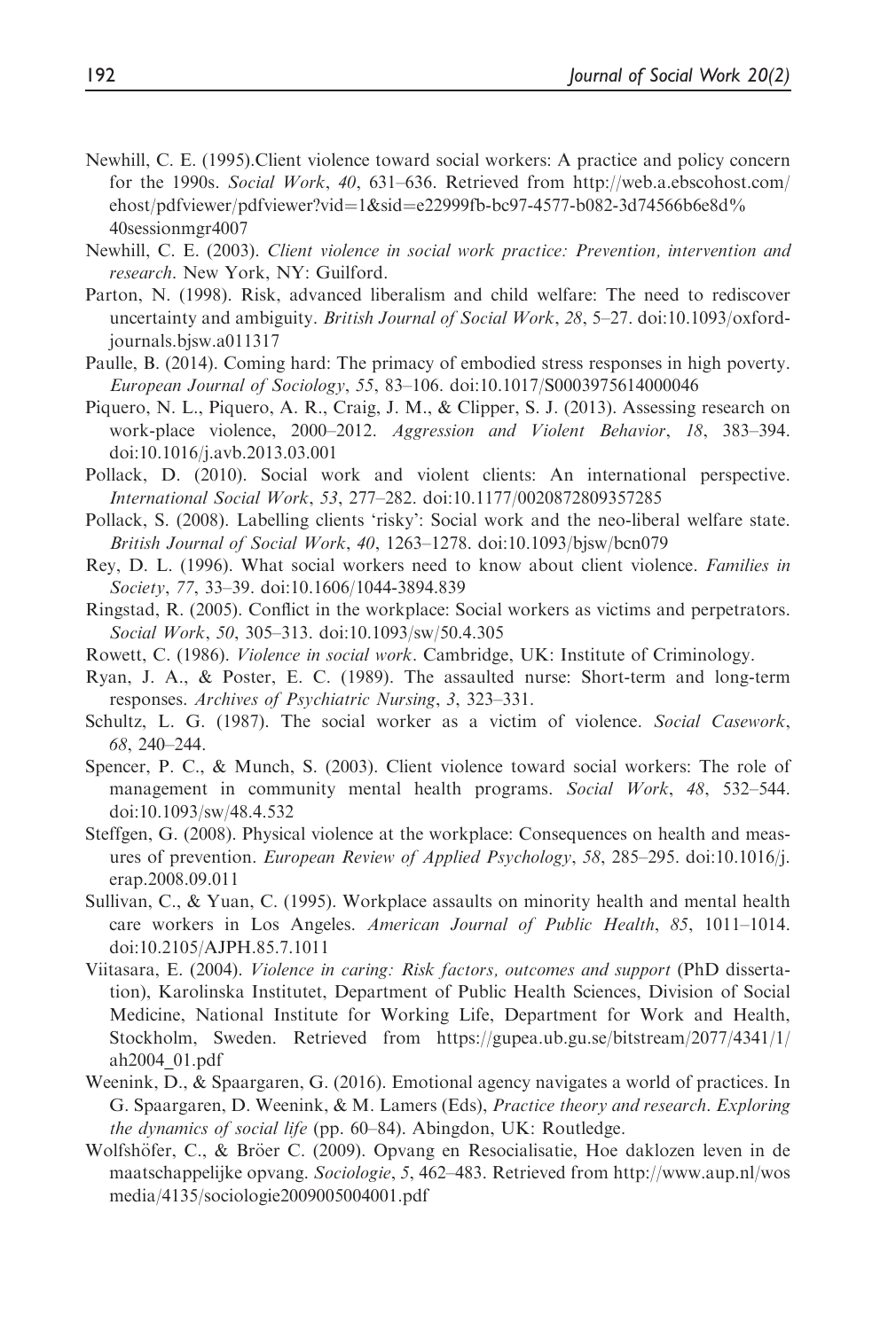Newhill, C. E. (1995).Client violence toward social workers: A practice and policy concern for the 1990s. *Social Work*, *40*, 631–636. Retrieved from http://web.a.ebscohost.com/ehost/pdfviewer/pdfviewer?vid=1&sid=e22999fb-bc97-4577-b082-3d74566b6e8d%40sessionmgr4007

Newhill, C. E. (2003). *Client violence in social work practice: Prevention, intervention and research*. New York, NY: Guilford.

Parton, N. (1998). Risk, advanced liberalism and child welfare: The need to rediscover uncertainty and ambiguity. *British Journal of Social Work*, *28*, 5–27. doi:10.1093/oxfordjournals.bjsw.a011317

Paulle, B. (2014). Coming hard: The primacy of embodied stress responses in high poverty. *European Journal of Sociology*, *55*, 83–106. doi:10.1017/S0003975614000046

Piquero, N. L., Piquero, A. R., Craig, J. M., & Clipper, S. J. (2013). Assessing research on work-place violence, 2000–2012. *Aggression and Violent Behavior*, *18*, 383–394. doi:10.1016/j.avb.2013.03.001

Pollack, D. (2010). Social work and violent clients: An international perspective. *International Social Work*, *53*, 277–282. doi:10.1177/0020872809357285

Pollack, S. (2008). Labelling clients 'risky': Social work and the neo-liberal welfare state. *British Journal of Social Work*, *40*, 1263–1278. doi:10.1093/bjsw/bcn079

Rey, D. L. (1996). What social workers need to know about client violence. *Families in Society*, *77*, 33–39. doi:10.1606/1044-3894.839

Ringstad, R. (2005). Conflict in the workplace: Social workers as victims and perpetrators. *Social Work*, *50*, 305–313. doi:10.1093/sw/50.4.305

Rowett, C. (1986). *Violence in social work*. Cambridge, UK: Institute of Criminology.

Ryan, J. A., & Poster, E. C. (1989). The assaulted nurse: Short-term and long-term responses. *Archives of Psychiatric Nursing*, *3*, 323–331.

Schultz, L. G. (1987). The social worker as a victim of violence. *Social Casework*, *68*, 240–244.

Spencer, P. C., & Munch, S. (2003). Client violence toward social workers: The role of management in community mental health programs. *Social Work*, *48*, 532–544. doi:10.1093/sw/48.4.532

Steffgen, G. (2008). Physical violence at the workplace: Consequences on health and measures of prevention. *European Review of Applied Psychology*, *58*, 285–295. doi:10.1016/j.erap.2008.09.011

Sullivan, C., & Yuan, C. (1995). Workplace assaults on minority health and mental health care workers in Los Angeles. *American Journal of Public Health*, *85*, 1011–1014. doi:10.2105/AJPH.85.7.1011

Viitasara, E. (2004). *Violence in caring: Risk factors, outcomes and support* (PhD dissertation), Karolinska Institutet, Department of Public Health Sciences, Division of Social Medicine, National Institute for Working Life, Department for Work and Health, Stockholm, Sweden. Retrieved from https://gupea.ub.gu.se/bitstream/2077/4341/1/ah2004_01.pdf

Weenink, D., & Spaargaren, G. (2016). Emotional agency navigates a world of practices. In G. Spaargaren, D. Weenink, & M. Lamers (Eds), *Practice theory and research. Exploring the dynamics of social life* (pp. 60–84). Abingdon, UK: Routledge.

Wolfshöfer, C., & Bröer C. (2009). Opvang en Resocialisatie, Hoe daklozen leven in de maatschappelijke opvang. *Sociologie*, *5*, 462–483. Retrieved from http://www.aup.nl/wosmedia/4135/sociologie2009005004001.pdf